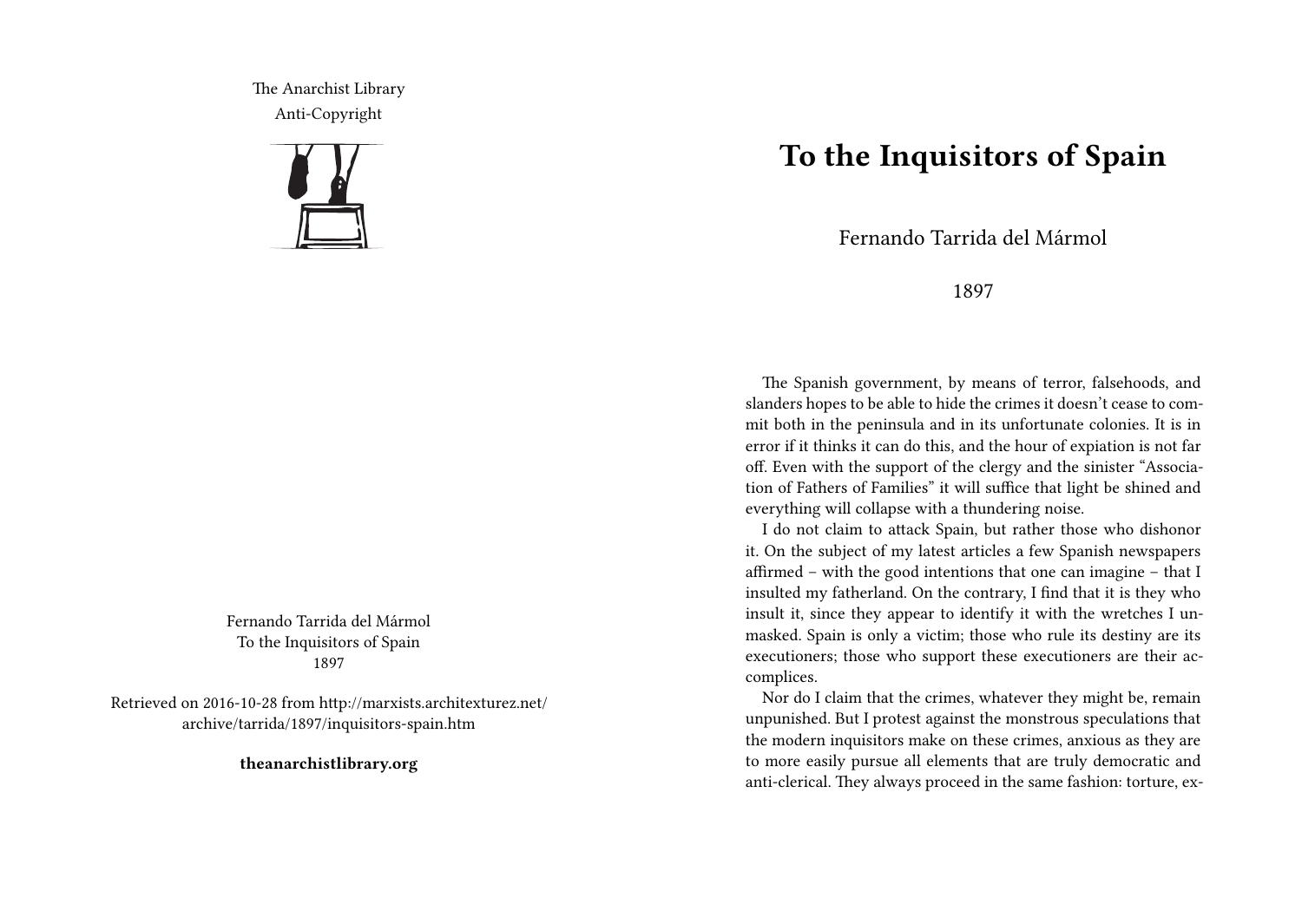The Anarchist Library
Anti-Copyright

Fernando Tarrida del Mármol
To the Inquisitors of Spain
1897

Retrieved on 2016-10-28 from http://marxists.architexturez.net/archive/tarrida/1897/inquisitors-spain.htm

**theanarchistlibrary.org**

# To the Inquisitors of Spain

Fernando Tarrida del Mármol

1897

The Spanish government, by means of terror, falsehoods, and slanders hopes to be able to hide the crimes it doesn't cease to commit both in the peninsula and in its unfortunate colonies. It is in error if it thinks it can do this, and the hour of expiation is not far off. Even with the support of the clergy and the sinister "Association of Fathers of Families" it will suffice that light be shined and everything will collapse with a thundering noise.

I do not claim to attack Spain, but rather those who dishonor it. On the subject of my latest articles a few Spanish newspapers affirmed – with the good intentions that one can imagine – that I insulted my fatherland. On the contrary, I find that it is they who insult it, since they appear to identify it with the wretches I unmasked. Spain is only a victim; those who rule its destiny are its executioners; those who support these executioners are their accomplices.

Nor do I claim that the crimes, whatever they might be, remain unpunished. But I protest against the monstrous speculations that the modern inquisitors make on these crimes, anxious as they are to more easily pursue all elements that are truly democratic and anti-clerical. They always proceed in the same fashion: torture, ex-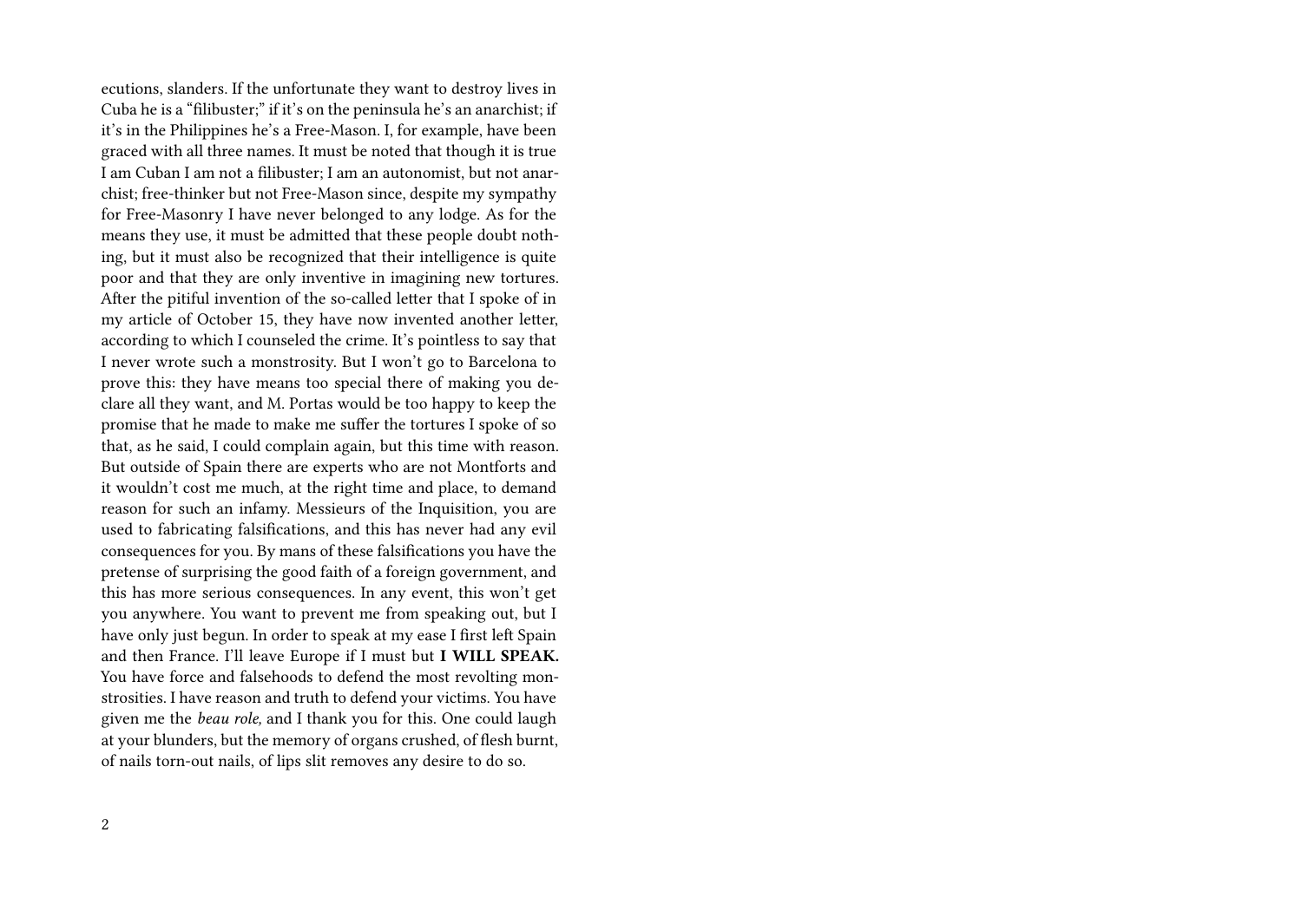ecutions, slanders. If the unfortunate they want to destroy lives in Cuba he is a "filibuster;" if it's on the peninsula he's an anarchist; if it's in the Philippines he's a Free-Mason. I, for example, have been graced with all three names. It must be noted that though it is true I am Cuban I am not a filibuster; I am an autonomist, but not anarchist; free-thinker but not Free-Mason since, despite my sympathy for Free-Masonry I have never belonged to any lodge. As for the means they use, it must be admitted that these people doubt nothing, but it must also be recognized that their intelligence is quite poor and that they are only inventive in imagining new tortures. After the pitiful invention of the so-called letter that I spoke of in my article of October 15, they have now invented another letter, according to which I counseled the crime. It's pointless to say that I never wrote such a monstrosity. But I won't go to Barcelona to prove this: they have means too special there of making you declare all they want, and M. Portas would be too happy to keep the promise that he made to make me suffer the tortures I spoke of so that, as he said, I could complain again, but this time with reason. But outside of Spain there are experts who are not Montforts and it wouldn't cost me much, at the right time and place, to demand reason for such an infamy. Messieurs of the Inquisition, you are used to fabricating falsifications, and this has never had any evil consequences for you. By mans of these falsifications you have the pretense of surprising the good faith of a foreign government, and this has more serious consequences. In any event, this won't get you anywhere. You want to prevent me from speaking out, but I have only just begun. In order to speak at my ease I first left Spain and then France. I'll leave Europe if I must but **I WILL SPEAK.** You have force and falsehoods to defend the most revolting monstrosities. I have reason and truth to defend your victims. You have given me the *beau role,* and I thank you for this. One could laugh at your blunders, but the memory of organs crushed, of flesh burnt, of nails torn-out nails, of lips slit removes any desire to do so.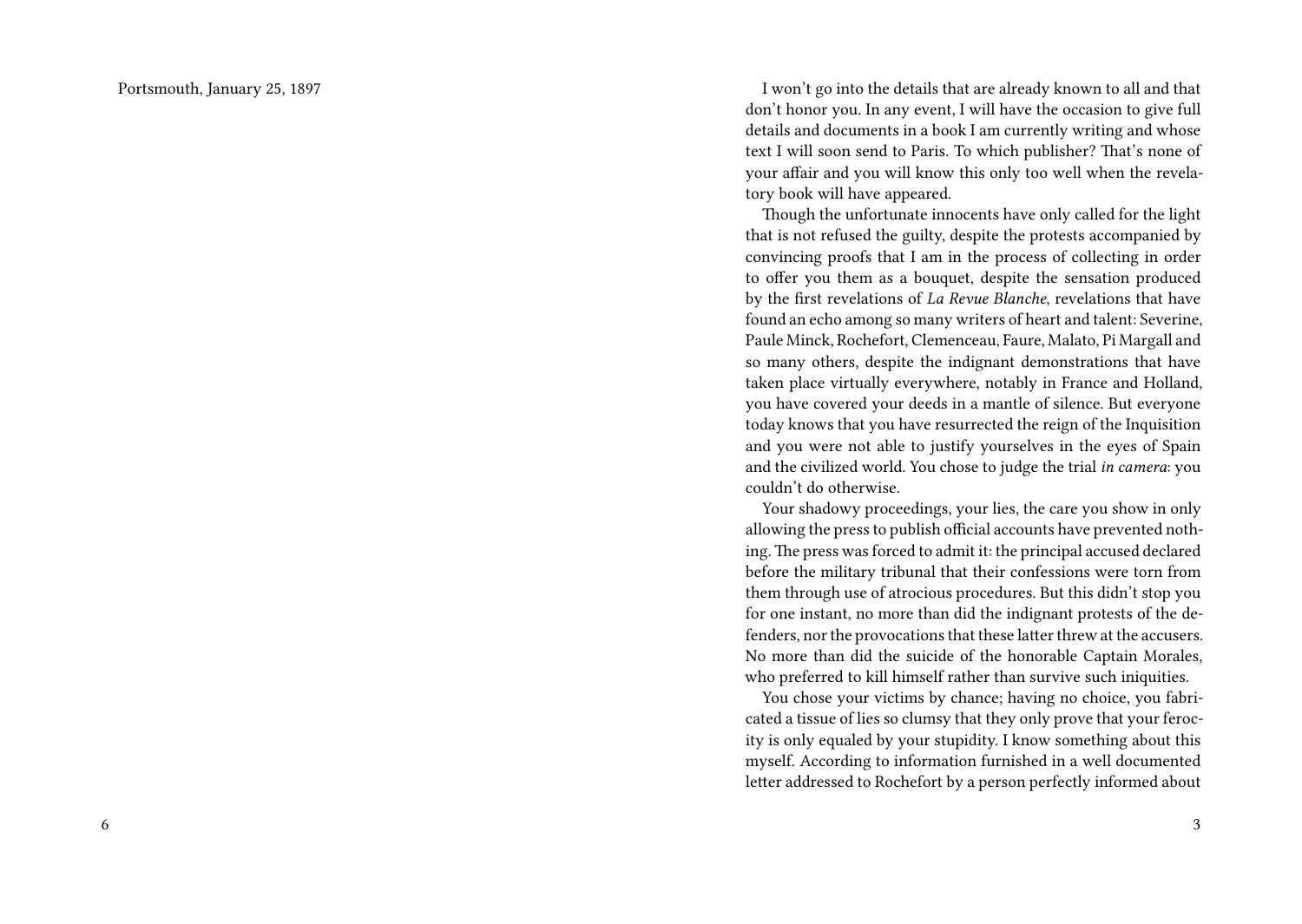Portsmouth, January 25, 1897

I won't go into the details that are already known to all and that don't honor you. In any event, I will have the occasion to give full details and documents in a book I am currently writing and whose text I will soon send to Paris. To which publisher? That's none of your affair and you will know this only too well when the revelatory book will have appeared.

Though the unfortunate innocents have only called for the light that is not refused the guilty, despite the protests accompanied by convincing proofs that I am in the process of collecting in order to offer you them as a bouquet, despite the sensation produced by the first revelations of *La Revue Blanche*, revelations that have found an echo among so many writers of heart and talent: Severine, Paule Minck, Rochefort, Clemenceau, Faure, Malato, Pi Margall and so many others, despite the indignant demonstrations that have taken place virtually everywhere, notably in France and Holland, you have covered your deeds in a mantle of silence. But everyone today knows that you have resurrected the reign of the Inquisition and you were not able to justify yourselves in the eyes of Spain and the civilized world. You chose to judge the trial *in camera*: you couldn't do otherwise.

Your shadowy proceedings, your lies, the care you show in only allowing the press to publish official accounts have prevented nothing. The press was forced to admit it: the principal accused declared before the military tribunal that their confessions were torn from them through use of atrocious procedures. But this didn't stop you for one instant, no more than did the indignant protests of the defenders, nor the provocations that these latter threw at the accusers. No more than did the suicide of the honorable Captain Morales, who preferred to kill himself rather than survive such iniquities.

You chose your victims by chance; having no choice, you fabricated a tissue of lies so clumsy that they only prove that your ferocity is only equaled by your stupidity. I know something about this myself. According to information furnished in a well documented letter addressed to Rochefort by a person perfectly informed about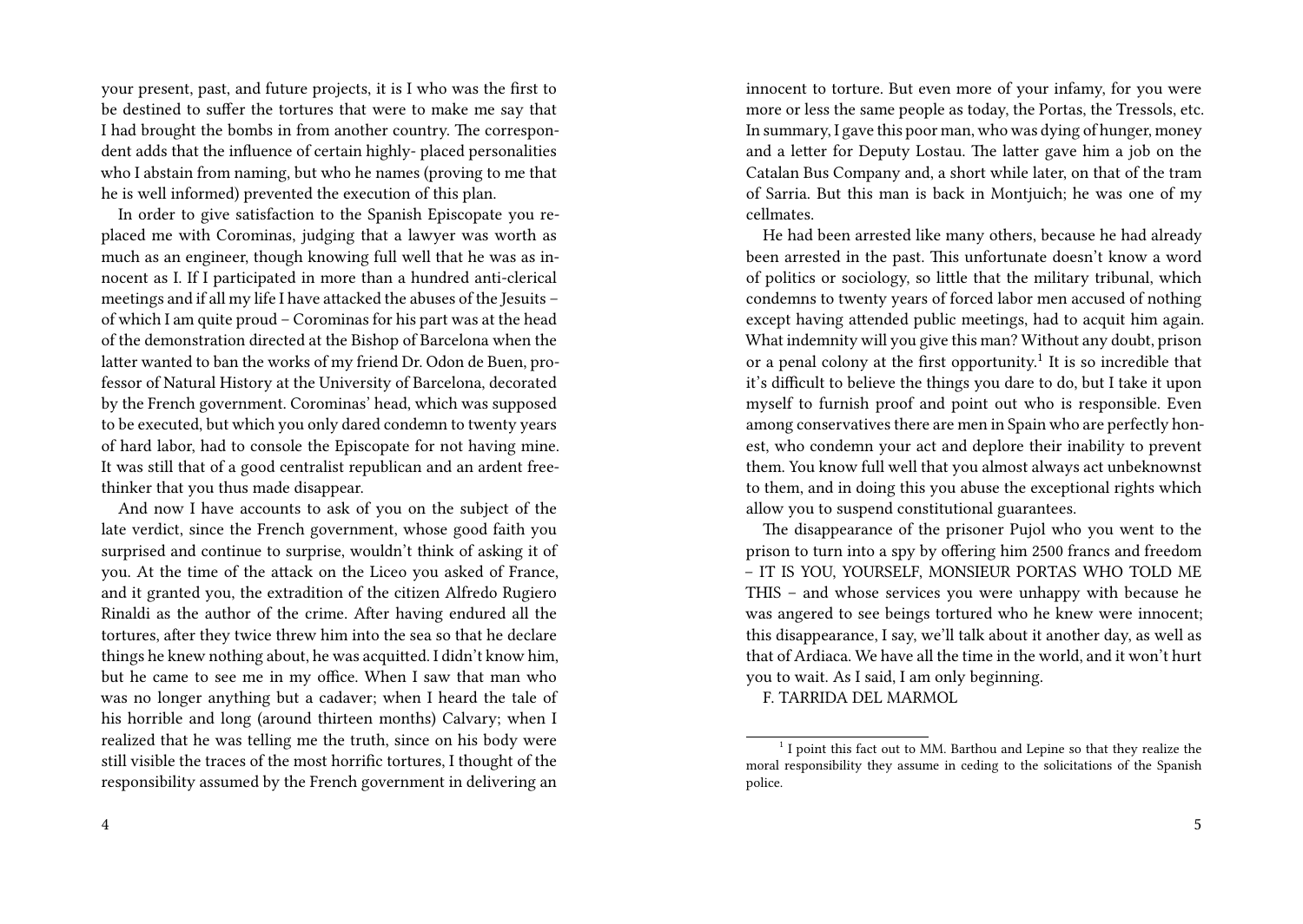your present, past, and future projects, it is I who was the first to be destined to suffer the tortures that were to make me say that I had brought the bombs in from another country. The correspondent adds that the influence of certain highly- placed personalities who I abstain from naming, but who he names (proving to me that he is well informed) prevented the execution of this plan.

In order to give satisfaction to the Spanish Episcopate you replaced me with Corominas, judging that a lawyer was worth as much as an engineer, though knowing full well that he was as innocent as I. If I participated in more than a hundred anti-clerical meetings and if all my life I have attacked the abuses of the Jesuits – of which I am quite proud – Corominas for his part was at the head of the demonstration directed at the Bishop of Barcelona when the latter wanted to ban the works of my friend Dr. Odon de Buen, professor of Natural History at the University of Barcelona, decorated by the French government. Corominas' head, which was supposed to be executed, but which you only dared condemn to twenty years of hard labor, had to console the Episcopate for not having mine. It was still that of a good centralist republican and an ardent freethinker that you thus made disappear.

And now I have accounts to ask of you on the subject of the late verdict, since the French government, whose good faith you surprised and continue to surprise, wouldn't think of asking it of you. At the time of the attack on the Liceo you asked of France, and it granted you, the extradition of the citizen Alfredo Rugiero Rinaldi as the author of the crime. After having endured all the tortures, after they twice threw him into the sea so that he declare things he knew nothing about, he was acquitted. I didn't know him, but he came to see me in my office. When I saw that man who was no longer anything but a cadaver; when I heard the tale of his horrible and long (around thirteen months) Calvary; when I realized that he was telling me the truth, since on his body were still visible the traces of the most horrific tortures, I thought of the responsibility assumed by the French government in delivering an innocent to torture. But even more of your infamy, for you were more or less the same people as today, the Portas, the Tressols, etc. In summary, I gave this poor man, who was dying of hunger, money and a letter for Deputy Lostau. The latter gave him a job on the Catalan Bus Company and, a short while later, on that of the tram of Sarria. But this man is back in Montjuich; he was one of my cellmates.

He had been arrested like many others, because he had already been arrested in the past. This unfortunate doesn't know a word of politics or sociology, so little that the military tribunal, which condemns to twenty years of forced labor men accused of nothing except having attended public meetings, had to acquit him again. What indemnity will you give this man? Without any doubt, prison or a penal colony at the first opportunity.[1] It is so incredible that it's difficult to believe the things you dare to do, but I take it upon myself to furnish proof and point out who is responsible. Even among conservatives there are men in Spain who are perfectly honest, who condemn your act and deplore their inability to prevent them. You know full well that you almost always act unbeknownst to them, and in doing this you abuse the exceptional rights which allow you to suspend constitutional guarantees.

The disappearance of the prisoner Pujol who you went to the prison to turn into a spy by offering him 2500 francs and freedom – IT IS YOU, YOURSELF, MONSIEUR PORTAS WHO TOLD ME THIS – and whose services you were unhappy with because he was angered to see beings tortured who he knew were innocent; this disappearance, I say, we'll talk about it another day, as well as that of Ardiaca. We have all the time in the world, and it won't hurt you to wait. As I said, I am only beginning.

F. TARRIDA DEL MARMOL

[1] I point this fact out to MM. Barthou and Lepine so that they realize the moral responsibility they assume in ceding to the solicitations of the Spanish police.